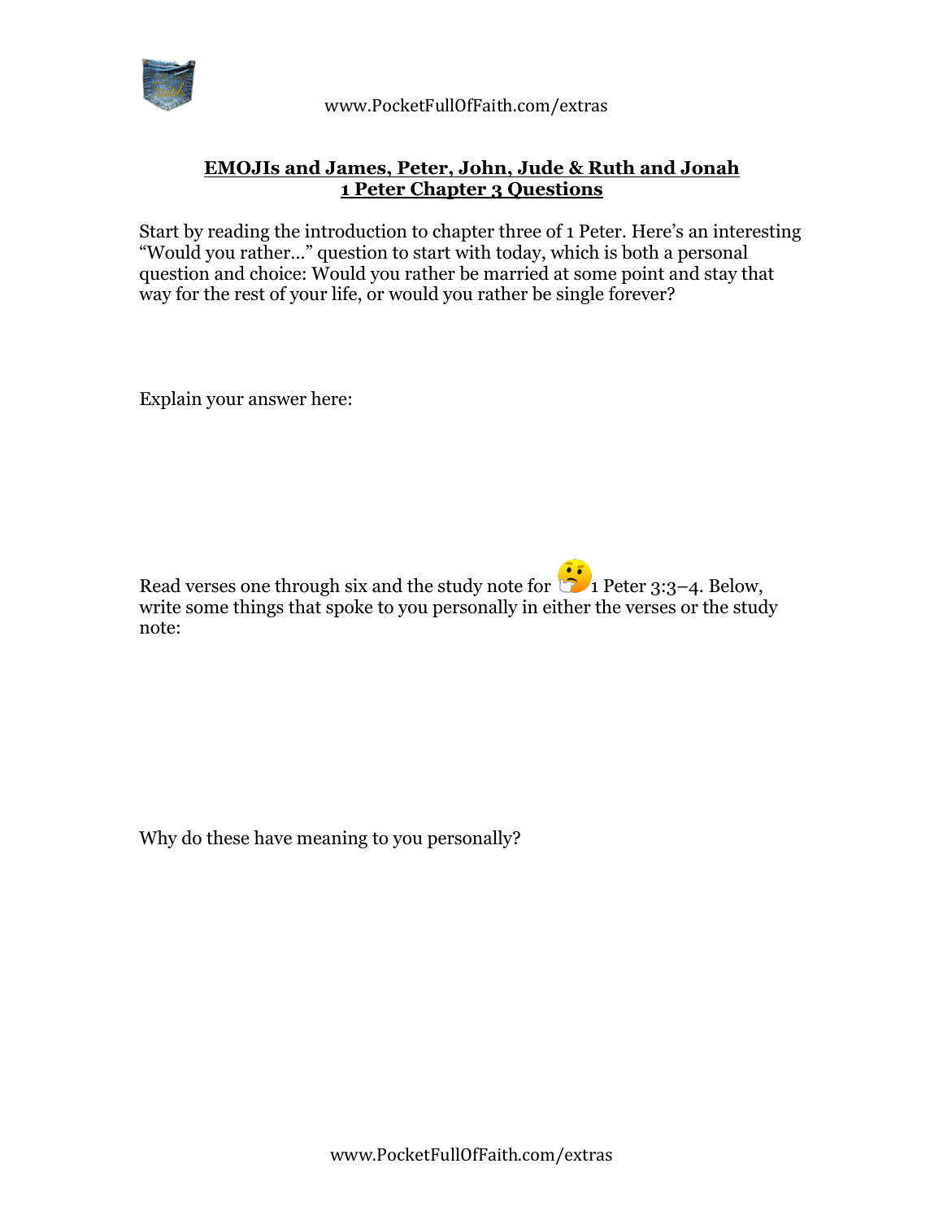## EMOJIs and James, Peter, John, Jude & Ruth and Jonah
## 1 Peter Chapter 3 Questions

Start by reading the introduction to chapter three of 1 Peter. Here's an interesting "Would you rather..." question to start with today, which is both a personal question and choice: Would you rather be married at some point and stay that way for the rest of your life, or would you rather be single forever?

Explain your answer here:

Read verses one through six and the study note for 🤔 1 Peter 3:3–4. Below, write some things that spoke to you personally in either the verses or the study note:

Why do these have meaning to you personally?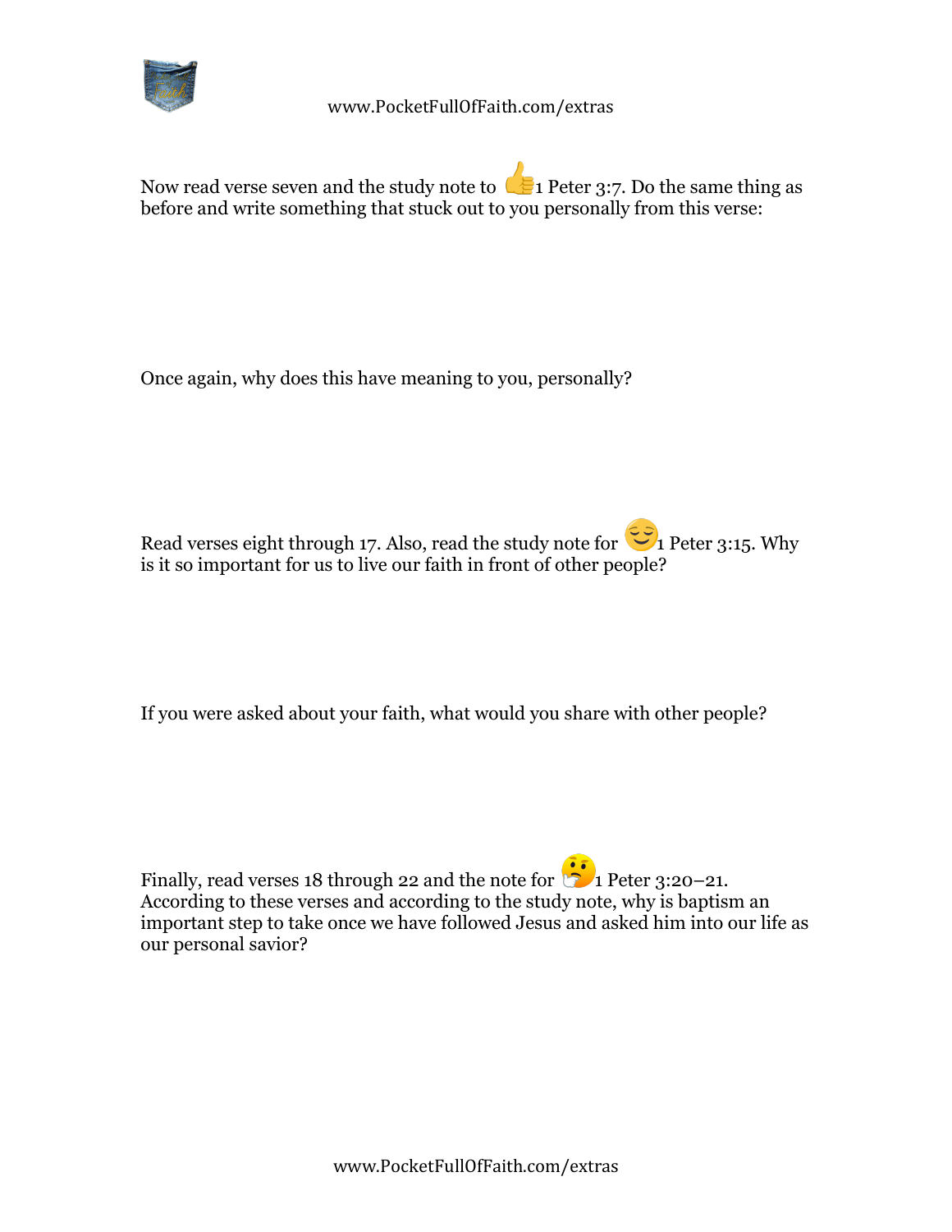Now read verse seven and the study note to 👍1 Peter 3:7. Do the same thing as before and write something that stuck out to you personally from this verse:

Once again, why does this have meaning to you, personally?

Read verses eight through 17. Also, read the study note for 😌1 Peter 3:15. Why is it so important for us to live our faith in front of other people?

If you were asked about your faith, what would you share with other people?

Finally, read verses 18 through 22 and the note for 🤔1 Peter 3:20–21. According to these verses and according to the study note, why is baptism an important step to take once we have followed Jesus and asked him into our life as our personal savior?